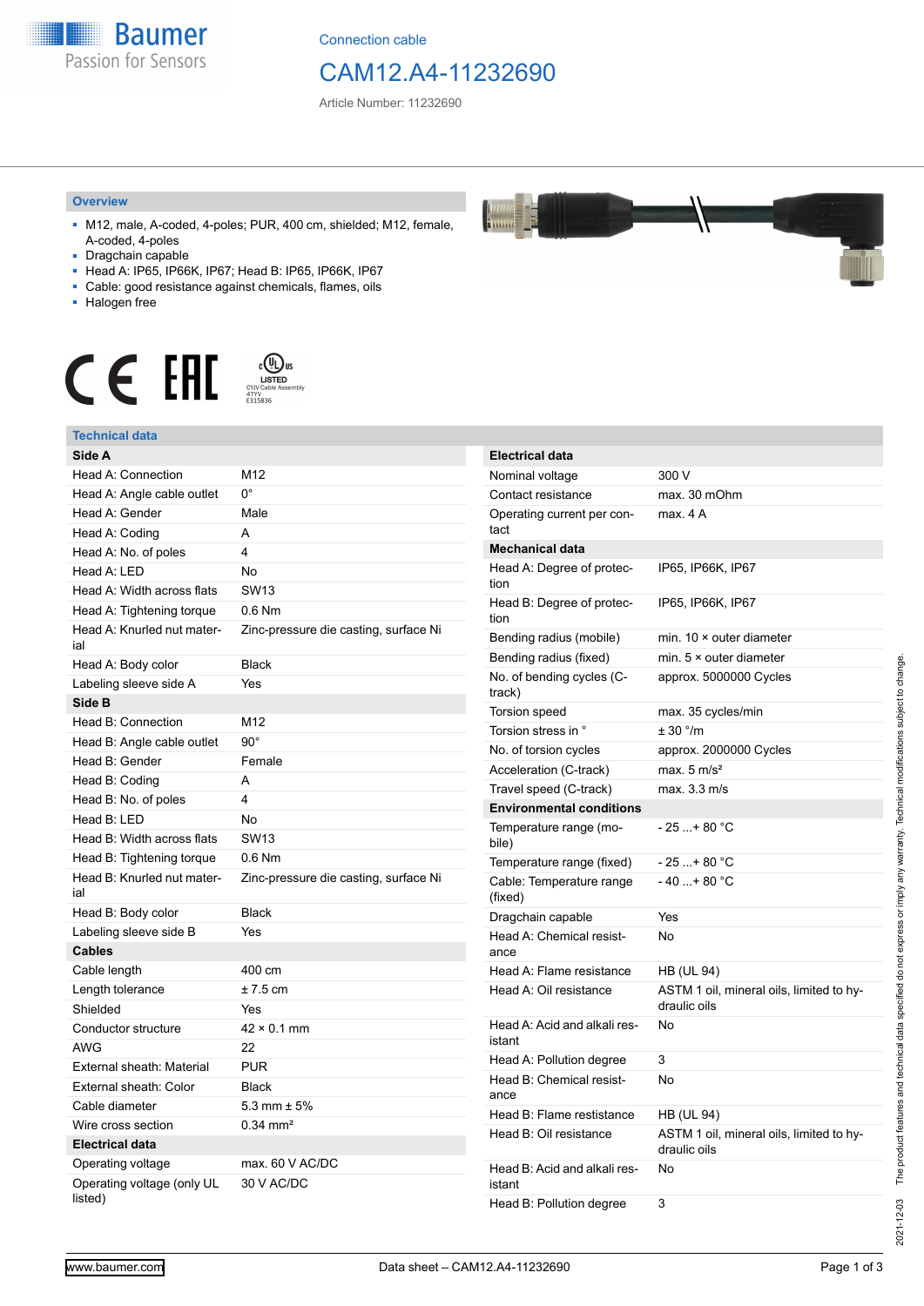Connection cable

# CAM12.A4-11232690

Article Number: 11232690

## Overview

- M12, male, A-coded, 4-poles; PUR, 400 cm, shielded; M12, female, A-coded, 4-poles
- Dragchain capable
- Head A: IP65, IP66K, IP67; Head B: IP65, IP66K, IP67
- Cable: good resistance against chemicals, flames, oils
- Halogen free

## Technical data

| **Side A** | |
|---|---|
| Head A: Connection | M12 |
| Head A: Angle cable outlet | 0° |
| Head A: Gender | Male |
| Head A: Coding | A |
| Head A: No. of poles | 4 |
| Head A: LED | No |
| Head A: Width across flats | SW13 |
| Head A: Tightening torque | 0.6 Nm |
| Head A: Knurled nut material | Zinc-pressure die casting, surface Ni |
| Head A: Body color | Black |
| Labeling sleeve side A | Yes |
| **Side B** | |
| Head B: Connection | M12 |
| Head B: Angle cable outlet | 90° |
| Head B: Gender | Female |
| Head B: Coding | A |
| Head B: No. of poles | 4 |
| Head B: LED | No |
| Head B: Width across flats | SW13 |
| Head B: Tightening torque | 0.6 Nm |
| Head B: Knurled nut material | Zinc-pressure die casting, surface Ni |
| Head B: Body color | Black |
| Labeling sleeve side B | Yes |
| **Cables** | |
| Cable length | 400 cm |
| Length tolerance | ± 7.5 cm |
| Shielded | Yes |
| Conductor structure | 42 × 0.1 mm |
| AWG | 22 |
| External sheath: Material | PUR |
| External sheath: Color | Black |
| Cable diameter | 5.3 mm ± 5% |
| Wire cross section | 0.34 mm² |
| **Electrical data** | |
| Operating voltage | max. 60 V AC/DC |
| Operating voltage (only UL listed) | 30 V AC/DC |

| **Electrical data** | |
|---|---|
| Nominal voltage | 300 V |
| Contact resistance | max. 30 mOhm |
| Operating current per contact | max. 4 A |
| **Mechanical data** | |
| Head A: Degree of protection | IP65, IP66K, IP67 |
| Head B: Degree of protection | IP65, IP66K, IP67 |
| Bending radius (mobile) | min. 10 × outer diameter |
| Bending radius (fixed) | min. 5 × outer diameter |
| No. of bending cycles (C-track) | approx. 5000000 Cycles |
| Torsion speed | max. 35 cycles/min |
| Torsion stress in ° | ± 30 °/m |
| No. of torsion cycles | approx. 2000000 Cycles |
| Acceleration (C-track) | max. 5 m/s² |
| Travel speed (C-track) | max. 3.3 m/s |
| **Environmental conditions** | |
| Temperature range (mobile) | - 25 ...+ 80 °C |
| Temperature range (fixed) | - 25 ...+ 80 °C |
| Cable: Temperature range (fixed) | - 40 ...+ 80 °C |
| Dragchain capable | Yes |
| Head A: Chemical resistance | No |
| Head A: Flame resistance | HB (UL 94) |
| Head A: Oil resistance | ASTM 1 oil, mineral oils, limited to hydraulic oils |
| Head A: Acid and alkali resistant | No |
| Head A: Pollution degree | 3 |
| Head B: Chemical resistance | No |
| Head B: Flame resistance | HB (UL 94) |
| Head B: Oil resistance | ASTM 1 oil, mineral oils, limited to hydraulic oils |
| Head B: Acid and alkali resistant | No |
| Head B: Pollution degree | 3 |

2021-12-03 The product features and technical data specified do not express or imply any warranty. Technical modifications subject to change.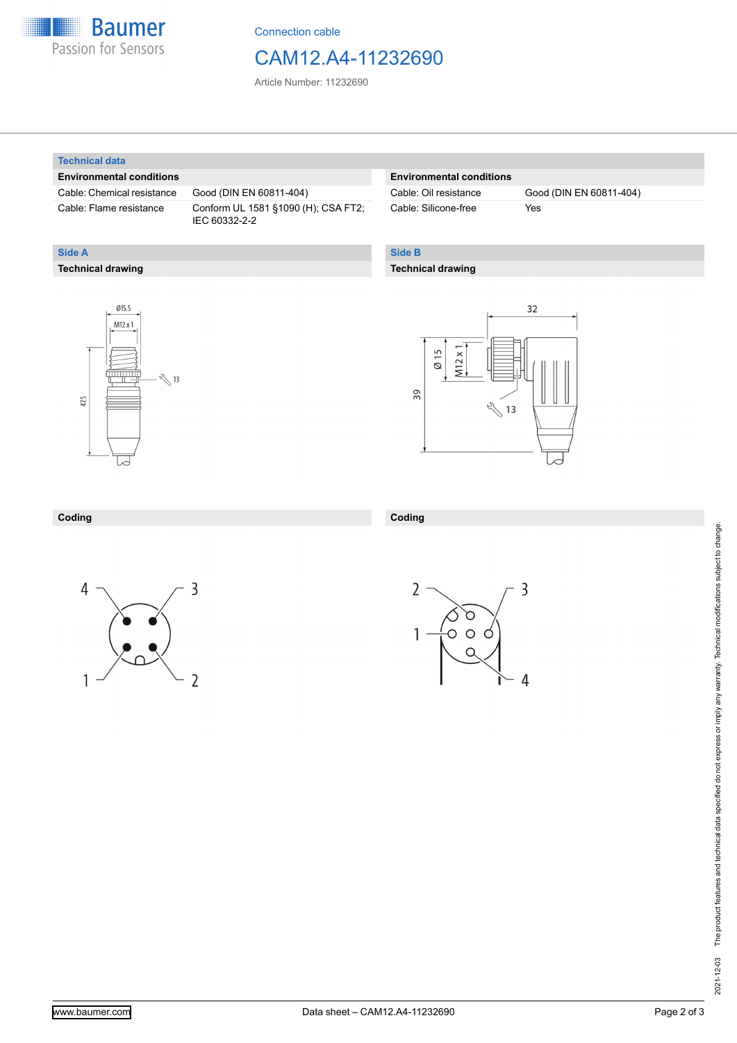Connection cable

# CAM12.A4-11232690

Article Number: 11232690

## Technical data

**Environmental conditions**

| | |
|---|---|
| Cable: Chemical resistance | Good (DIN EN 60811-404) |
| Cable: Flame resistance | Conform UL 1581 §1090 (H); CSA FT2; IEC 60332-2-2 |
| Cable: Oil resistance | Good (DIN EN 60811-404) |
| Cable: Silicone-free | Yes |

## Side A

**Technical drawing**

**Coding**

## Side B

**Technical drawing**

**Coding**

The product features and technical data specified do not express or imply any warranty. Technical modifications subject to change.

2021-12-03

www.baumer.com

Data sheet – CAM12.A4-11232690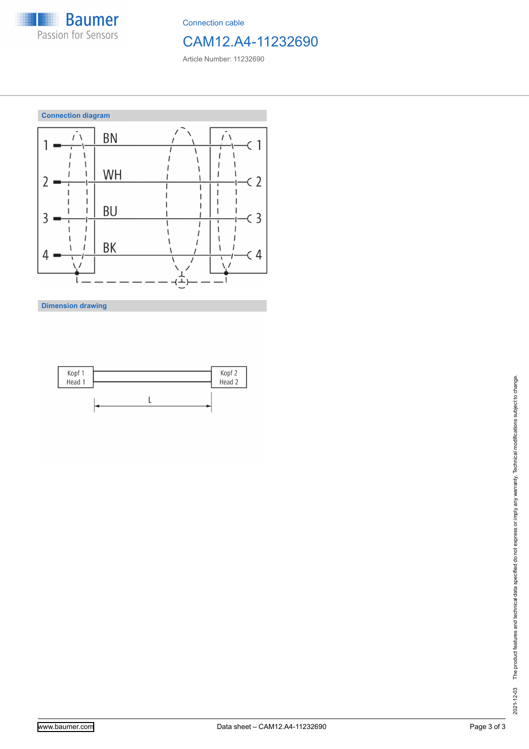Connection cable

# CAM12.A4-11232690

Article Number: 11232690

## Connection diagram

1
2
3
4
BN
WH
BU
BK
1
2
3
4

## Dimension drawing

Kopf 1
Head 1
Kopf 2
Head 2
L

The product features and technical data specified do not express or imply any warranty. Technical modifications subject to change.

2021-12-03